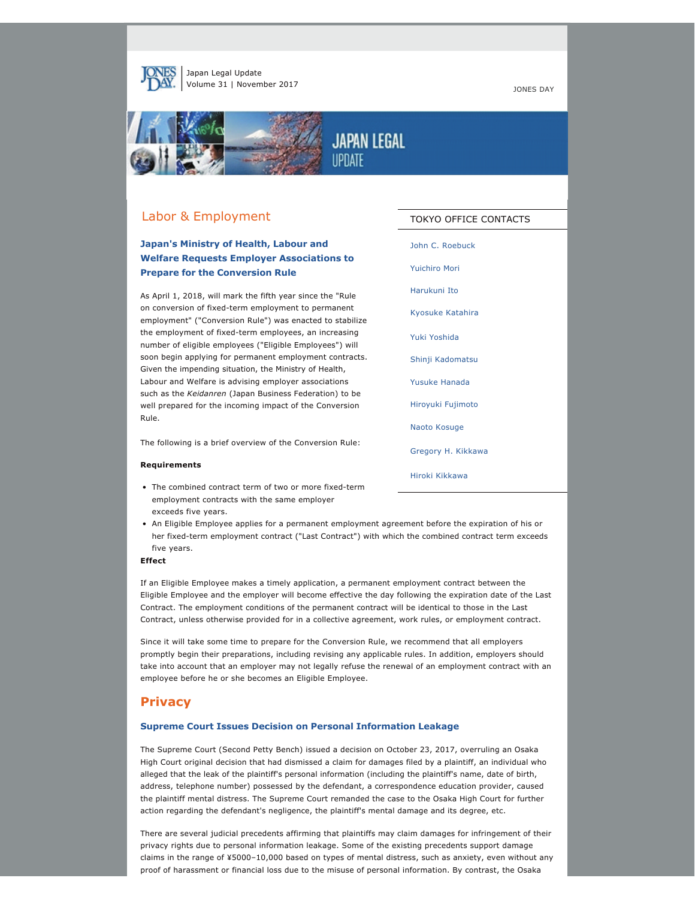Japan Legal Update
Volume 31 | November 2017

JONES DAY

# Labor & Employment

### Japan's Ministry of Health, Labour and Welfare Requests Employer Associations to Prepare for the Conversion Rule

As April 1, 2018, will mark the fifth year since the "Rule on conversion of fixed-term employment to permanent employment" ("Conversion Rule") was enacted to stabilize the employment of fixed-term employees, an increasing number of eligible employees ("Eligible Employees") will soon begin applying for permanent employment contracts. Given the impending situation, the Ministry of Health, Labour and Welfare is advising employer associations such as the *Keidanren* (Japan Business Federation) to be well prepared for the incoming impact of the Conversion Rule.

The following is a brief overview of the Conversion Rule:

**Requirements**

- The combined contract term of two or more fixed-term employment contracts with the same employer exceeds five years.
- An Eligible Employee applies for a permanent employment agreement before the expiration of his or her fixed-term employment contract ("Last Contract") with which the combined contract term exceeds five years.

**Effect**

If an Eligible Employee makes a timely application, a permanent employment contract between the Eligible Employee and the employer will become effective the day following the expiration date of the Last Contract. The employment conditions of the permanent contract will be identical to those in the Last Contract, unless otherwise provided for in a collective agreement, work rules, or employment contract.

Since it will take some time to prepare for the Conversion Rule, we recommend that all employers promptly begin their preparations, including revising any applicable rules. In addition, employers should take into account that an employer may not legally refuse the renewal of an employment contract with an employee before he or she becomes an Eligible Employee.

**TOKYO OFFICE CONTACTS**

- John C. Roebuck
- Yuichiro Mori
- Harukuni Ito
- Kyosuke Katahira
- Yuki Yoshida
- Shinji Kadomatsu
- Yusuke Hanada
- Hiroyuki Fujimoto
- Naoto Kosuge
- Gregory H. Kikkawa
- Hiroki Kikkawa

# Privacy

### Supreme Court Issues Decision on Personal Information Leakage

The Supreme Court (Second Petty Bench) issued a decision on October 23, 2017, overruling an Osaka High Court original decision that had dismissed a claim for damages filed by a plaintiff, an individual who alleged that the leak of the plaintiff's personal information (including the plaintiff's name, date of birth, address, telephone number) possessed by the defendant, a correspondence education provider, caused the plaintiff mental distress. The Supreme Court remanded the case to the Osaka High Court for further action regarding the defendant's negligence, the plaintiff's mental damage and its degree, etc.

There are several judicial precedents affirming that plaintiffs may claim damages for infringement of their privacy rights due to personal information leakage. Some of the existing precedents support damage claims in the range of ¥5000–10,000 based on types of mental distress, such as anxiety, even without any proof of harassment or financial loss due to the misuse of personal information. By contrast, the Osaka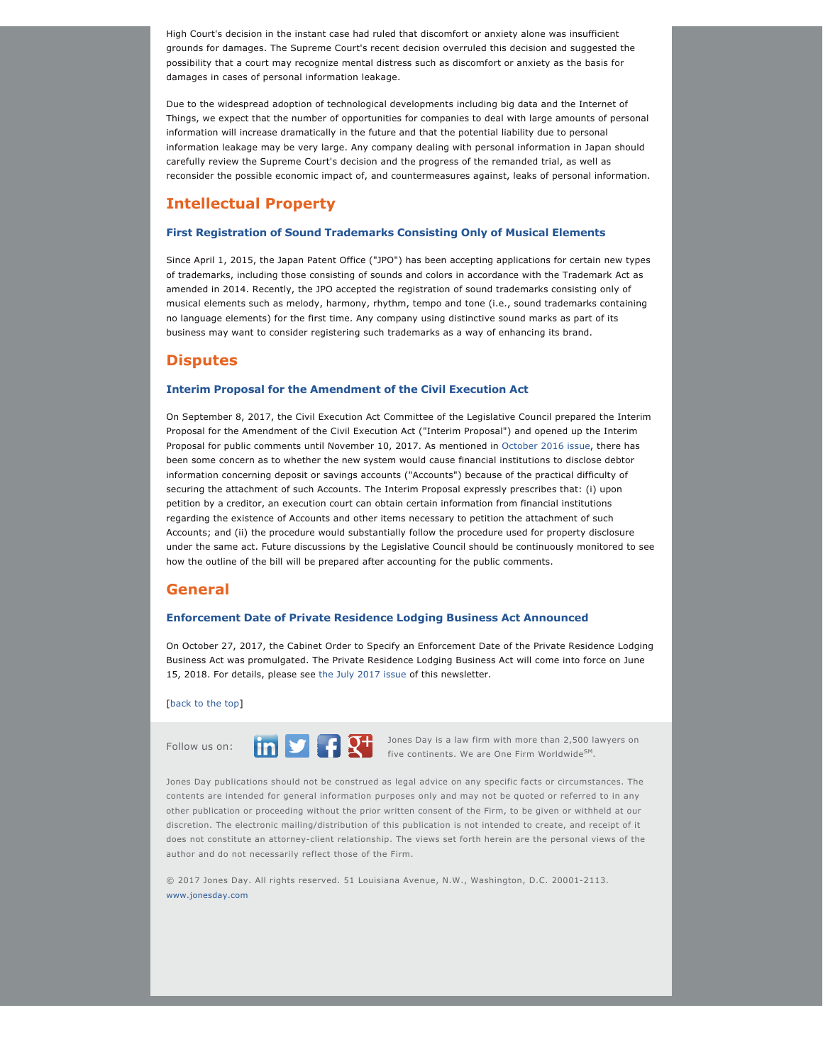High Court's decision in the instant case had ruled that discomfort or anxiety alone was insufficient grounds for damages. The Supreme Court's recent decision overruled this decision and suggested the possibility that a court may recognize mental distress such as discomfort or anxiety as the basis for damages in cases of personal information leakage.

Due to the widespread adoption of technological developments including big data and the Internet of Things, we expect that the number of opportunities for companies to deal with large amounts of personal information will increase dramatically in the future and that the potential liability due to personal information leakage may be very large. Any company dealing with personal information in Japan should carefully review the Supreme Court's decision and the progress of the remanded trial, as well as reconsider the possible economic impact of, and countermeasures against, leaks of personal information.

## Intellectual Property

### First Registration of Sound Trademarks Consisting Only of Musical Elements

Since April 1, 2015, the Japan Patent Office ("JPO") has been accepting applications for certain new types of trademarks, including those consisting of sounds and colors in accordance with the Trademark Act as amended in 2014. Recently, the JPO accepted the registration of sound trademarks consisting only of musical elements such as melody, harmony, rhythm, tempo and tone (i.e., sound trademarks containing no language elements) for the first time. Any company using distinctive sound marks as part of its business may want to consider registering such trademarks as a way of enhancing its brand.

## Disputes

### Interim Proposal for the Amendment of the Civil Execution Act

On September 8, 2017, the Civil Execution Act Committee of the Legislative Council prepared the Interim Proposal for the Amendment of the Civil Execution Act ("Interim Proposal") and opened up the Interim Proposal for public comments until November 10, 2017. As mentioned in October 2016 issue, there has been some concern as to whether the new system would cause financial institutions to disclose debtor information concerning deposit or savings accounts ("Accounts") because of the practical difficulty of securing the attachment of such Accounts. The Interim Proposal expressly prescribes that: (i) upon petition by a creditor, an execution court can obtain certain information from financial institutions regarding the existence of Accounts and other items necessary to petition the attachment of such Accounts; and (ii) the procedure would substantially follow the procedure used for property disclosure under the same act. Future discussions by the Legislative Council should be continuously monitored to see how the outline of the bill will be prepared after accounting for the public comments.

## General

### Enforcement Date of Private Residence Lodging Business Act Announced

On October 27, 2017, the Cabinet Order to Specify an Enforcement Date of the Private Residence Lodging Business Act was promulgated. The Private Residence Lodging Business Act will come into force on June 15, 2018. For details, please see the July 2017 issue of this newsletter.

[back to the top]

Follow us on:

Jones Day is a law firm with more than 2,500 lawyers on five continents. We are One Firm Worldwide[SM].

Jones Day publications should not be construed as legal advice on any specific facts or circumstances. The contents are intended for general information purposes only and may not be quoted or referred to in any other publication or proceeding without the prior written consent of the Firm, to be given or withheld at our discretion. The electronic mailing/distribution of this publication is not intended to create, and receipt of it does not constitute an attorney-client relationship. The views set forth herein are the personal views of the author and do not necessarily reflect those of the Firm.

© 2017 Jones Day. All rights reserved. 51 Louisiana Avenue, N.W., Washington, D.C. 20001-2113.
www.jonesday.com